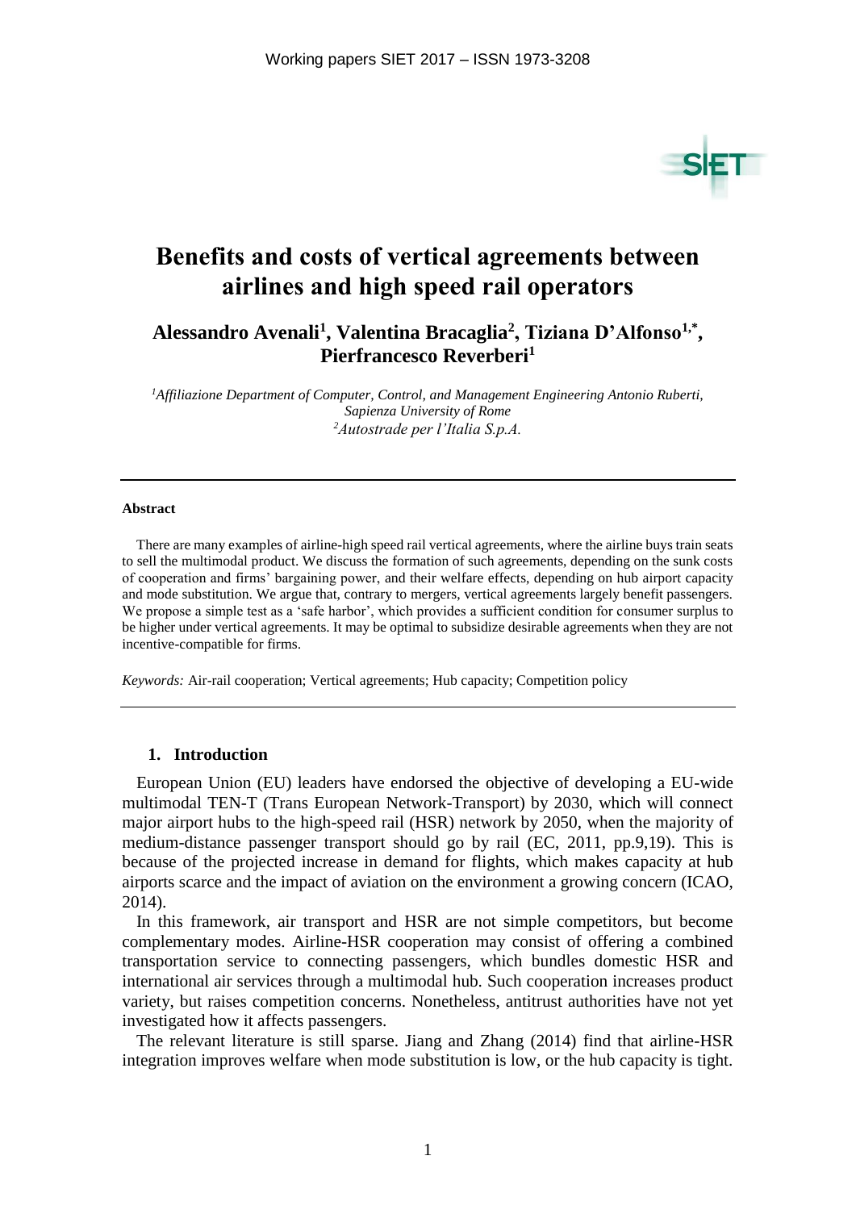# Benefits and costs of vertical agreements between airlines and high speed rail operators

**Alessandro Avenali[1], Valentina Bracaglia[2], Tiziana D'Alfonso[1,*], Pierfrancesco Reverberi[1]**

*[1]Affiliazione Department of Computer, Control, and Management Engineering Antonio Ruberti, Sapienza University of Rome*
*[2]Autostrade per l'Italia S.p.A.*

---

**Abstract**

There are many examples of airline-high speed rail vertical agreements, where the airline buys train seats to sell the multimodal product. We discuss the formation of such agreements, depending on the sunk costs of cooperation and firms' bargaining power, and their welfare effects, depending on hub airport capacity and mode substitution. We argue that, contrary to mergers, vertical agreements largely benefit passengers. We propose a simple test as a 'safe harbor', which provides a sufficient condition for consumer surplus to be higher under vertical agreements. It may be optimal to subsidize desirable agreements when they are not incentive-compatible for firms.

*Keywords:* Air-rail cooperation; Vertical agreements; Hub capacity; Competition policy

---

## 1. Introduction

European Union (EU) leaders have endorsed the objective of developing a EU-wide multimodal TEN-T (Trans European Network-Transport) by 2030, which will connect major airport hubs to the high-speed rail (HSR) network by 2050, when the majority of medium-distance passenger transport should go by rail (EC, 2011, pp.9,19). This is because of the projected increase in demand for flights, which makes capacity at hub airports scarce and the impact of aviation on the environment a growing concern (ICAO, 2014).

In this framework, air transport and HSR are not simple competitors, but become complementary modes. Airline-HSR cooperation may consist of offering a combined transportation service to connecting passengers, which bundles domestic HSR and international air services through a multimodal hub. Such cooperation increases product variety, but raises competition concerns. Nonetheless, antitrust authorities have not yet investigated how it affects passengers.

The relevant literature is still sparse. Jiang and Zhang (2014) find that airline-HSR integration improves welfare when mode substitution is low, or the hub capacity is tight.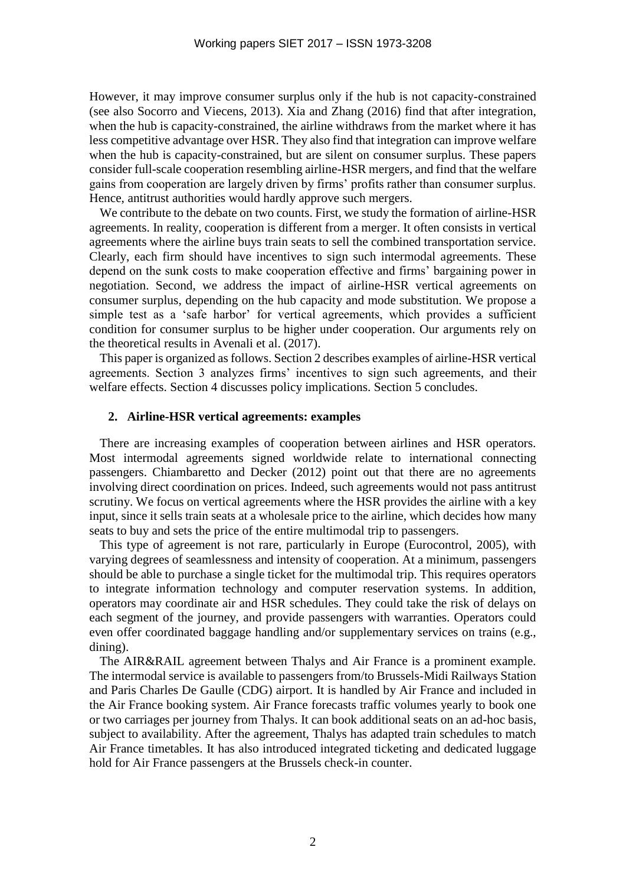However, it may improve consumer surplus only if the hub is not capacity-constrained (see also Socorro and Viecens, 2013). Xia and Zhang (2016) find that after integration, when the hub is capacity-constrained, the airline withdraws from the market where it has less competitive advantage over HSR. They also find that integration can improve welfare when the hub is capacity-constrained, but are silent on consumer surplus. These papers consider full-scale cooperation resembling airline-HSR mergers, and find that the welfare gains from cooperation are largely driven by firms' profits rather than consumer surplus. Hence, antitrust authorities would hardly approve such mergers.

We contribute to the debate on two counts. First, we study the formation of airline-HSR agreements. In reality, cooperation is different from a merger. It often consists in vertical agreements where the airline buys train seats to sell the combined transportation service. Clearly, each firm should have incentives to sign such intermodal agreements. These depend on the sunk costs to make cooperation effective and firms' bargaining power in negotiation. Second, we address the impact of airline-HSR vertical agreements on consumer surplus, depending on the hub capacity and mode substitution. We propose a simple test as a 'safe harbor' for vertical agreements, which provides a sufficient condition for consumer surplus to be higher under cooperation. Our arguments rely on the theoretical results in Avenali et al. (2017).

This paper is organized as follows. Section 2 describes examples of airline-HSR vertical agreements. Section 3 analyzes firms' incentives to sign such agreements, and their welfare effects. Section 4 discusses policy implications. Section 5 concludes.

## 2. Airline-HSR vertical agreements: examples

There are increasing examples of cooperation between airlines and HSR operators. Most intermodal agreements signed worldwide relate to international connecting passengers. Chiambaretto and Decker (2012) point out that there are no agreements involving direct coordination on prices. Indeed, such agreements would not pass antitrust scrutiny. We focus on vertical agreements where the HSR provides the airline with a key input, since it sells train seats at a wholesale price to the airline, which decides how many seats to buy and sets the price of the entire multimodal trip to passengers.

This type of agreement is not rare, particularly in Europe (Eurocontrol, 2005), with varying degrees of seamlessness and intensity of cooperation. At a minimum, passengers should be able to purchase a single ticket for the multimodal trip. This requires operators to integrate information technology and computer reservation systems. In addition, operators may coordinate air and HSR schedules. They could take the risk of delays on each segment of the journey, and provide passengers with warranties. Operators could even offer coordinated baggage handling and/or supplementary services on trains (e.g., dining).

The AIR&RAIL agreement between Thalys and Air France is a prominent example. The intermodal service is available to passengers from/to Brussels-Midi Railways Station and Paris Charles De Gaulle (CDG) airport. It is handled by Air France and included in the Air France booking system. Air France forecasts traffic volumes yearly to book one or two carriages per journey from Thalys. It can book additional seats on an ad-hoc basis, subject to availability. After the agreement, Thalys has adapted train schedules to match Air France timetables. It has also introduced integrated ticketing and dedicated luggage hold for Air France passengers at the Brussels check-in counter.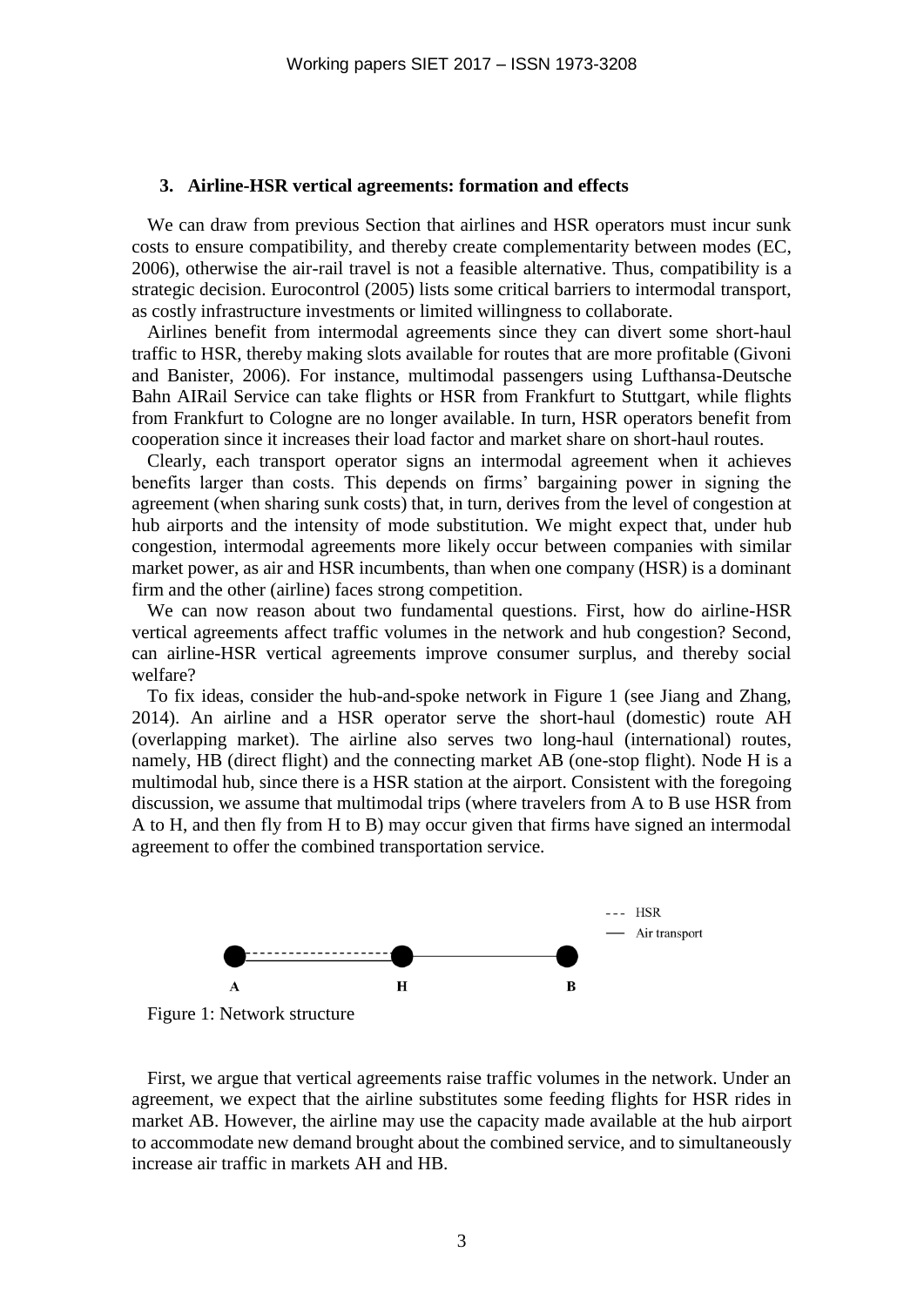### 3. Airline-HSR vertical agreements: formation and effects

We can draw from previous Section that airlines and HSR operators must incur sunk costs to ensure compatibility, and thereby create complementarity between modes (EC, 2006), otherwise the air-rail travel is not a feasible alternative. Thus, compatibility is a strategic decision. Eurocontrol (2005) lists some critical barriers to intermodal transport, as costly infrastructure investments or limited willingness to collaborate.

Airlines benefit from intermodal agreements since they can divert some short-haul traffic to HSR, thereby making slots available for routes that are more profitable (Givoni and Banister, 2006). For instance, multimodal passengers using Lufthansa-Deutsche Bahn AIRail Service can take flights or HSR from Frankfurt to Stuttgart, while flights from Frankfurt to Cologne are no longer available. In turn, HSR operators benefit from cooperation since it increases their load factor and market share on short-haul routes.

Clearly, each transport operator signs an intermodal agreement when it achieves benefits larger than costs. This depends on firms' bargaining power in signing the agreement (when sharing sunk costs) that, in turn, derives from the level of congestion at hub airports and the intensity of mode substitution. We might expect that, under hub congestion, intermodal agreements more likely occur between companies with similar market power, as air and HSR incumbents, than when one company (HSR) is a dominant firm and the other (airline) faces strong competition.

We can now reason about two fundamental questions. First, how do airline-HSR vertical agreements affect traffic volumes in the network and hub congestion? Second, can airline-HSR vertical agreements improve consumer surplus, and thereby social welfare?

To fix ideas, consider the hub-and-spoke network in Figure 1 (see Jiang and Zhang, 2014). An airline and a HSR operator serve the short-haul (domestic) route AH (overlapping market). The airline also serves two long-haul (international) routes, namely, HB (direct flight) and the connecting market AB (one-stop flight). Node H is a multimodal hub, since there is a HSR station at the airport. Consistent with the foregoing discussion, we assume that multimodal trips (where travelers from A to B use HSR from A to H, and then fly from H to B) may occur given that firms have signed an intermodal agreement to offer the combined transportation service.

Figure 1: Network structure

First, we argue that vertical agreements raise traffic volumes in the network. Under an agreement, we expect that the airline substitutes some feeding flights for HSR rides in market AB. However, the airline may use the capacity made available at the hub airport to accommodate new demand brought about the combined service, and to simultaneously increase air traffic in markets AH and HB.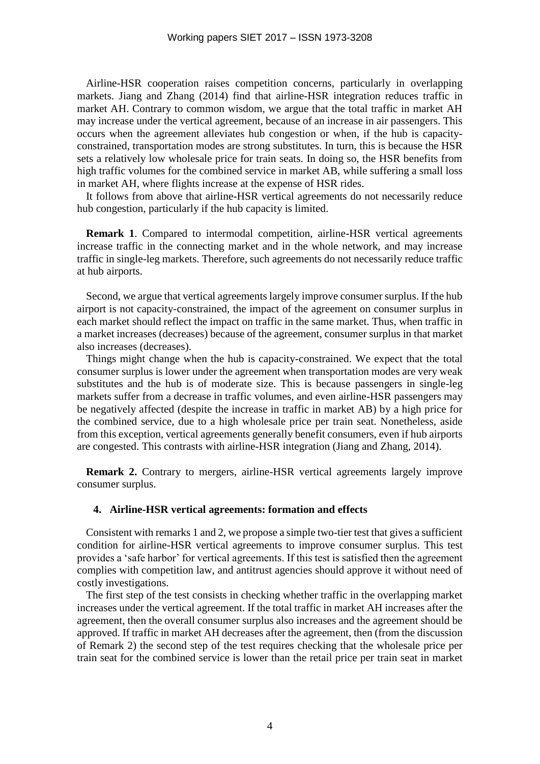Airline-HSR cooperation raises competition concerns, particularly in overlapping markets. Jiang and Zhang (2014) find that airline-HSR integration reduces traffic in market AH. Contrary to common wisdom, we argue that the total traffic in market AH may increase under the vertical agreement, because of an increase in air passengers. This occurs when the agreement alleviates hub congestion or when, if the hub is capacity-constrained, transportation modes are strong substitutes. In turn, this is because the HSR sets a relatively low wholesale price for train seats. In doing so, the HSR benefits from high traffic volumes for the combined service in market AB, while suffering a small loss in market AH, where flights increase at the expense of HSR rides.

It follows from above that airline-HSR vertical agreements do not necessarily reduce hub congestion, particularly if the hub capacity is limited.

**Remark 1**. Compared to intermodal competition, airline-HSR vertical agreements increase traffic in the connecting market and in the whole network, and may increase traffic in single-leg markets. Therefore, such agreements do not necessarily reduce traffic at hub airports.

Second, we argue that vertical agreements largely improve consumer surplus. If the hub airport is not capacity-constrained, the impact of the agreement on consumer surplus in each market should reflect the impact on traffic in the same market. Thus, when traffic in a market increases (decreases) because of the agreement, consumer surplus in that market also increases (decreases).

Things might change when the hub is capacity-constrained. We expect that the total consumer surplus is lower under the agreement when transportation modes are very weak substitutes and the hub is of moderate size. This is because passengers in single-leg markets suffer from a decrease in traffic volumes, and even airline-HSR passengers may be negatively affected (despite the increase in traffic in market AB) by a high price for the combined service, due to a high wholesale price per train seat. Nonetheless, aside from this exception, vertical agreements generally benefit consumers, even if hub airports are congested. This contrasts with airline-HSR integration (Jiang and Zhang, 2014).

**Remark 2.** Contrary to mergers, airline-HSR vertical agreements largely improve consumer surplus.

## 4. Airline-HSR vertical agreements: formation and effects

Consistent with remarks 1 and 2, we propose a simple two-tier test that gives a sufficient condition for airline-HSR vertical agreements to improve consumer surplus. This test provides a 'safe harbor' for vertical agreements. If this test is satisfied then the agreement complies with competition law, and antitrust agencies should approve it without need of costly investigations.

The first step of the test consists in checking whether traffic in the overlapping market increases under the vertical agreement. If the total traffic in market AH increases after the agreement, then the overall consumer surplus also increases and the agreement should be approved. If traffic in market AH decreases after the agreement, then (from the discussion of Remark 2) the second step of the test requires checking that the wholesale price per train seat for the combined service is lower than the retail price per train seat in market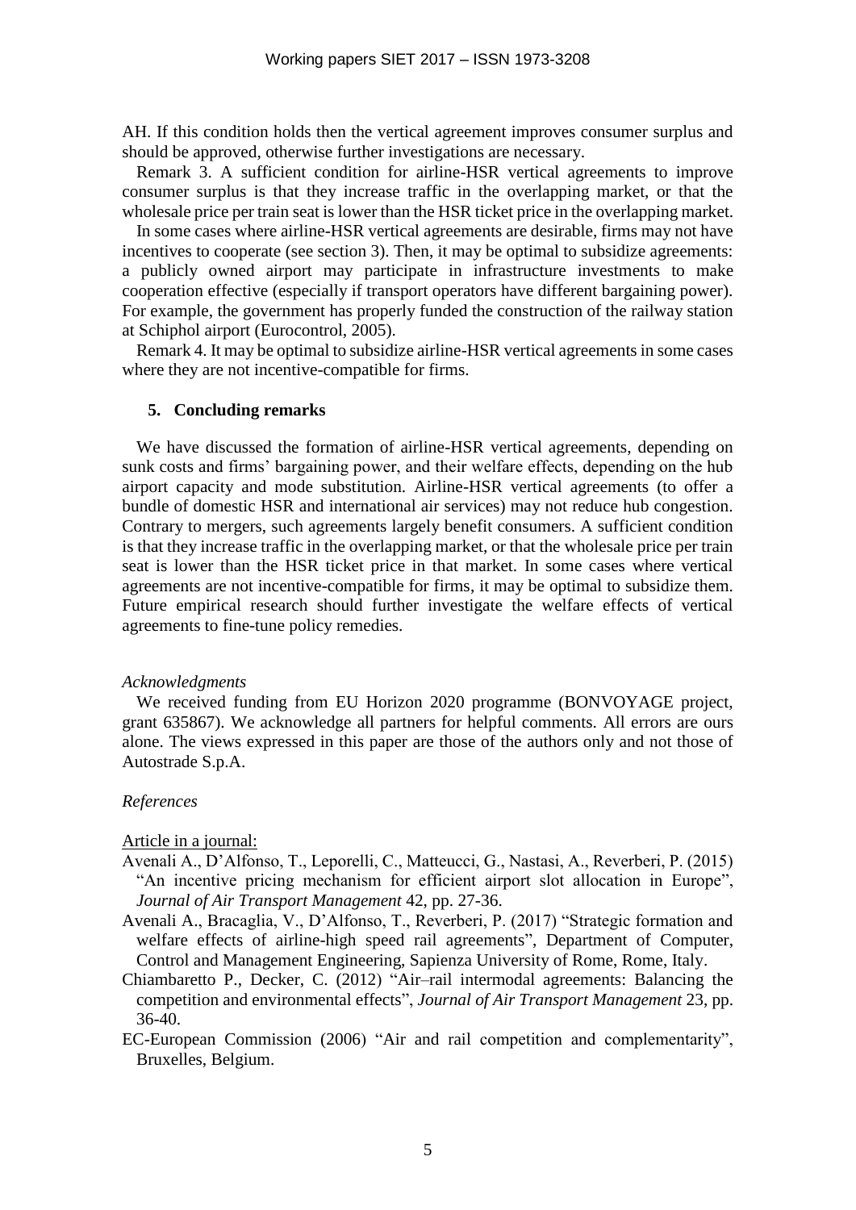AH. If this condition holds then the vertical agreement improves consumer surplus and should be approved, otherwise further investigations are necessary.

Remark 3. A sufficient condition for airline-HSR vertical agreements to improve consumer surplus is that they increase traffic in the overlapping market, or that the wholesale price per train seat is lower than the HSR ticket price in the overlapping market.

In some cases where airline-HSR vertical agreements are desirable, firms may not have incentives to cooperate (see section 3). Then, it may be optimal to subsidize agreements: a publicly owned airport may participate in infrastructure investments to make cooperation effective (especially if transport operators have different bargaining power). For example, the government has properly funded the construction of the railway station at Schiphol airport (Eurocontrol, 2005).

Remark 4. It may be optimal to subsidize airline-HSR vertical agreements in some cases where they are not incentive-compatible for firms.

## 5. Concluding remarks

We have discussed the formation of airline-HSR vertical agreements, depending on sunk costs and firms' bargaining power, and their welfare effects, depending on the hub airport capacity and mode substitution. Airline-HSR vertical agreements (to offer a bundle of domestic HSR and international air services) may not reduce hub congestion. Contrary to mergers, such agreements largely benefit consumers. A sufficient condition is that they increase traffic in the overlapping market, or that the wholesale price per train seat is lower than the HSR ticket price in that market. In some cases where vertical agreements are not incentive-compatible for firms, it may be optimal to subsidize them. Future empirical research should further investigate the welfare effects of vertical agreements to fine-tune policy remedies.

*Acknowledgments*

We received funding from EU Horizon 2020 programme (BONVOYAGE project, grant 635867). We acknowledge all partners for helpful comments. All errors are ours alone. The views expressed in this paper are those of the authors only and not those of Autostrade S.p.A.

*References*

Article in a journal:

Avenali A., D'Alfonso, T., Leporelli, C., Matteucci, G., Nastasi, A., Reverberi, P. (2015) "An incentive pricing mechanism for efficient airport slot allocation in Europe", *Journal of Air Transport Management* 42, pp. 27-36.

Avenali A., Bracaglia, V., D'Alfonso, T., Reverberi, P. (2017) "Strategic formation and welfare effects of airline-high speed rail agreements", Department of Computer, Control and Management Engineering, Sapienza University of Rome, Rome, Italy.

Chiambaretto P., Decker, C. (2012) "Air–rail intermodal agreements: Balancing the competition and environmental effects", *Journal of Air Transport Management* 23, pp. 36-40.

EC-European Commission (2006) "Air and rail competition and complementarity", Bruxelles, Belgium.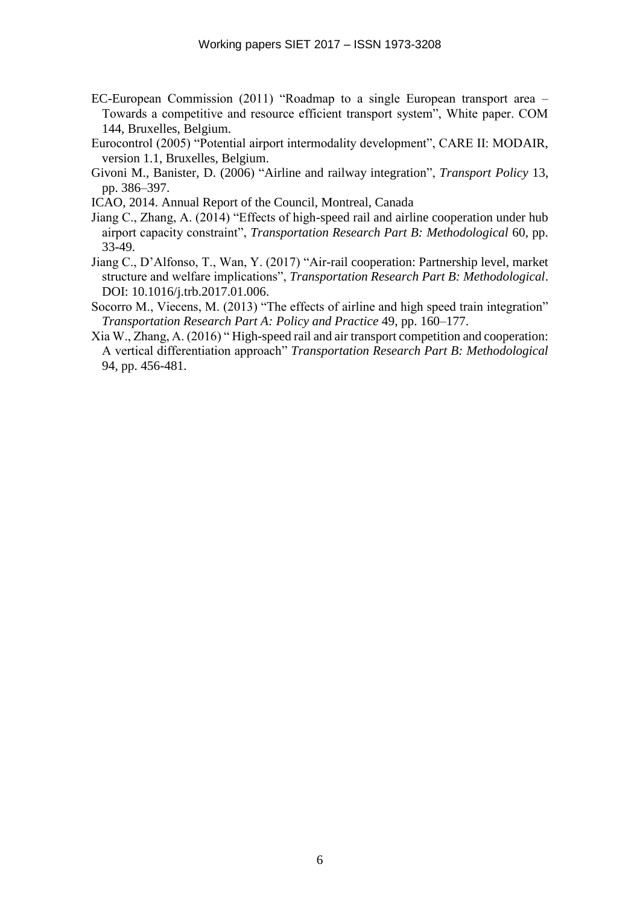EC-European Commission (2011) "Roadmap to a single European transport area – Towards a competitive and resource efficient transport system", White paper. COM 144, Bruxelles, Belgium.

Eurocontrol (2005) "Potential airport intermodality development", CARE II: MODAIR, version 1.1, Bruxelles, Belgium.

Givoni M., Banister, D. (2006) "Airline and railway integration", *Transport Policy* 13, pp. 386–397.

ICAO, 2014. Annual Report of the Council, Montreal, Canada

Jiang C., Zhang, A. (2014) "Effects of high-speed rail and airline cooperation under hub airport capacity constraint", *Transportation Research Part B: Methodological* 60, pp. 33-49.

Jiang C., D'Alfonso, T., Wan, Y. (2017) "Air-rail cooperation: Partnership level, market structure and welfare implications", *Transportation Research Part B: Methodological*. DOI: 10.1016/j.trb.2017.01.006.

Socorro M., Viecens, M. (2013) "The effects of airline and high speed train integration" *Transportation Research Part A: Policy and Practice* 49, pp. 160–177.

Xia W., Zhang, A. (2016) " High-speed rail and air transport competition and cooperation: A vertical differentiation approach" *Transportation Research Part B: Methodological* 94, pp. 456-481.